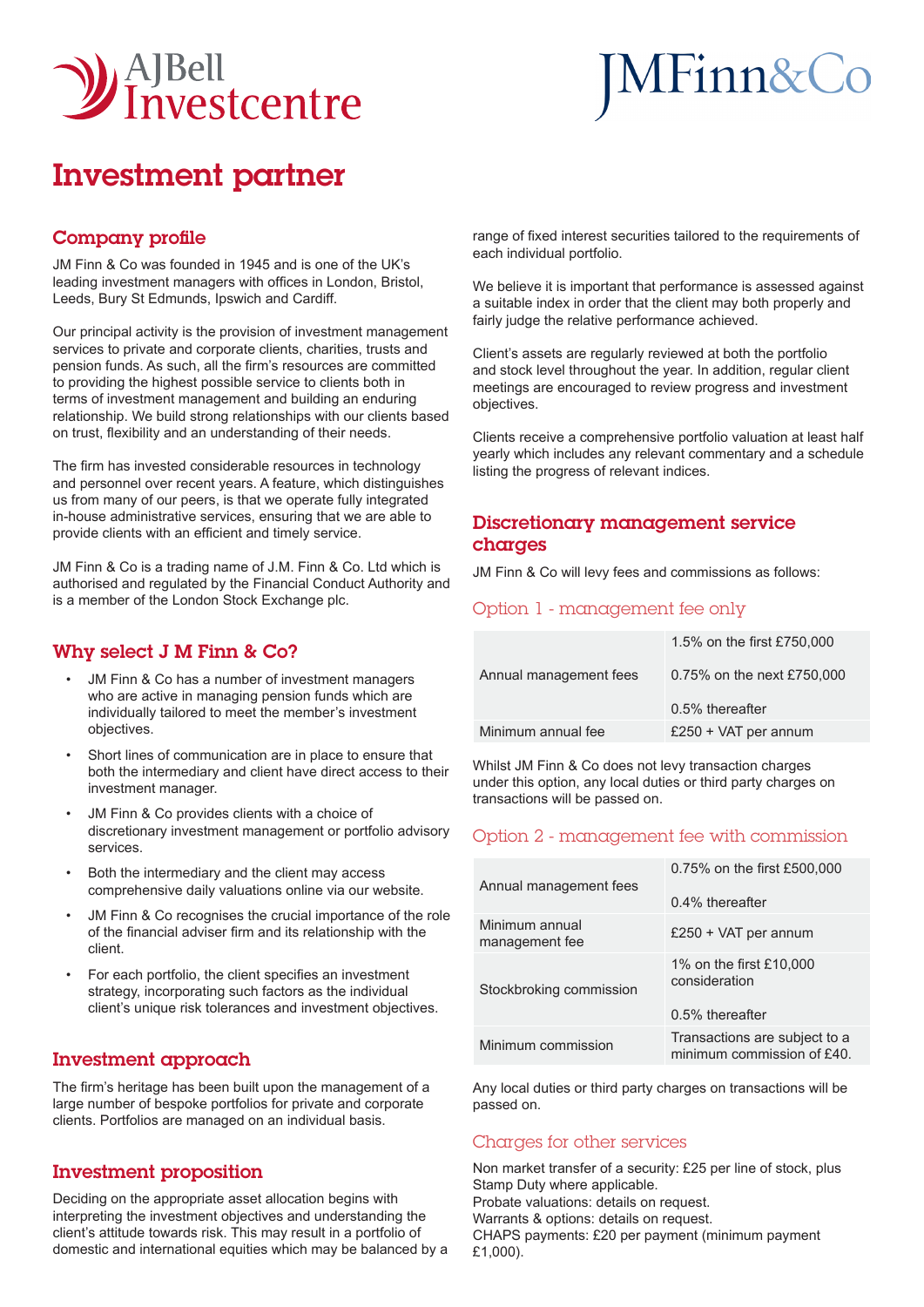AJBell Investcentre

JMFinn&Co

# Investment partner

## Company profile

JM Finn & Co was founded in 1945 and is one of the UK's leading investment managers with offices in London, Bristol, Leeds, Bury St Edmunds, Ipswich and Cardiff.

Our principal activity is the provision of investment management services to private and corporate clients, charities, trusts and pension funds. As such, all the firm's resources are committed to providing the highest possible service to clients both in terms of investment management and building an enduring relationship. We build strong relationships with our clients based on trust, flexibility and an understanding of their needs.

The firm has invested considerable resources in technology and personnel over recent years. A feature, which distinguishes us from many of our peers, is that we operate fully integrated in-house administrative services, ensuring that we are able to provide clients with an efficient and timely service.

JM Finn & Co is a trading name of J.M. Finn & Co. Ltd which is authorised and regulated by the Financial Conduct Authority and is a member of the London Stock Exchange plc.

## Why select J M Finn & Co?

- JM Finn & Co has a number of investment managers who are active in managing pension funds which are individually tailored to meet the member's investment objectives.
- Short lines of communication are in place to ensure that both the intermediary and client have direct access to their investment manager.
- JM Finn & Co provides clients with a choice of discretionary investment management or portfolio advisory services.
- Both the intermediary and the client may access comprehensive daily valuations online via our website.
- JM Finn & Co recognises the crucial importance of the role of the financial adviser firm and its relationship with the client.
- For each portfolio, the client specifies an investment strategy, incorporating such factors as the individual client's unique risk tolerances and investment objectives.

## Investment approach

The firm's heritage has been built upon the management of a large number of bespoke portfolios for private and corporate clients. Portfolios are managed on an individual basis.

## Investment proposition

Deciding on the appropriate asset allocation begins with interpreting the investment objectives and understanding the client's attitude towards risk. This may result in a portfolio of domestic and international equities which may be balanced by a range of fixed interest securities tailored to the requirements of each individual portfolio.

We believe it is important that performance is assessed against a suitable index in order that the client may both properly and fairly judge the relative performance achieved.

Client's assets are regularly reviewed at both the portfolio and stock level throughout the year. In addition, regular client meetings are encouraged to review progress and investment objectives.

Clients receive a comprehensive portfolio valuation at least half yearly which includes any relevant commentary and a schedule listing the progress of relevant indices.

## Discretionary management service charges

JM Finn & Co will levy fees and commissions as follows:

### Option 1 - management fee only

| | |
|---|---|
| Annual management fees | 1.5% on the first £750,000<br>0.75% on the next £750,000<br>0.5% thereafter |
| Minimum annual fee | £250 + VAT per annum |

Whilst JM Finn & Co does not levy transaction charges under this option, any local duties or third party charges on transactions will be passed on.

### Option 2 - management fee with commission

| | |
|---|---|
| Annual management fees | 0.75% on the first £500,000<br>0.4% thereafter |
| Minimum annual management fee | £250 + VAT per annum |
| Stockbroking commission | 1% on the first £10,000 consideration<br>0.5% thereafter |
| Minimum commission | Transactions are subject to a minimum commission of £40. |

Any local duties or third party charges on transactions will be passed on.

### Charges for other services

Non market transfer of a security: £25 per line of stock, plus Stamp Duty where applicable.
Probate valuations: details on request.
Warrants & options: details on request.
CHAPS payments: £20 per payment (minimum payment £1,000).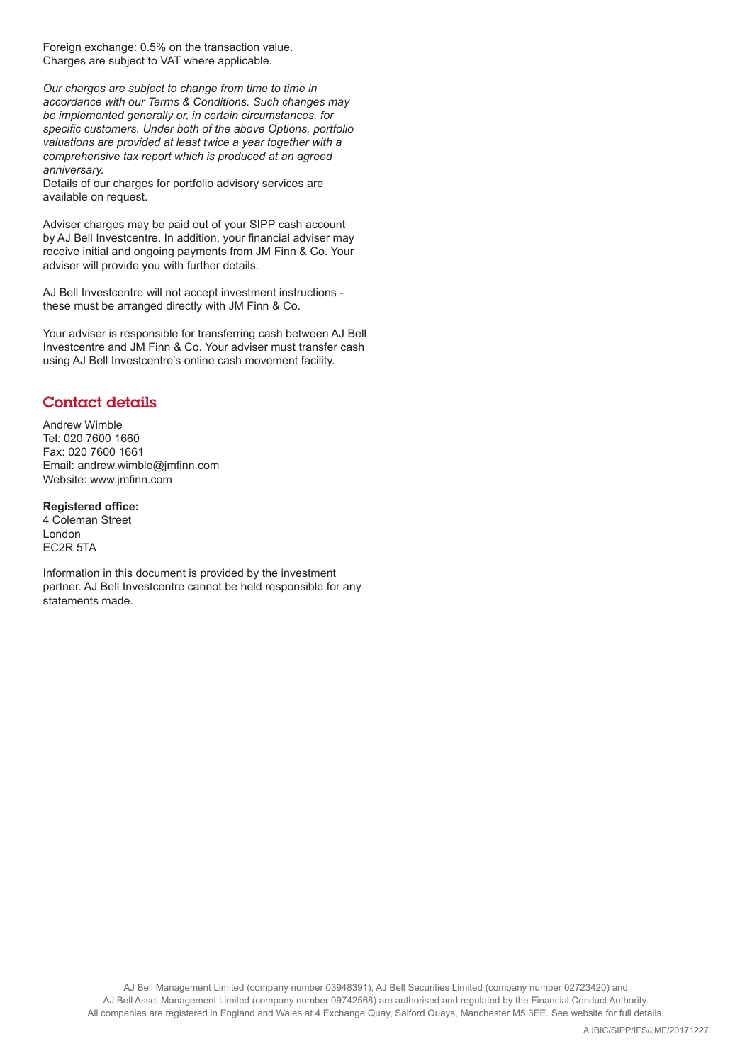Foreign exchange: 0.5% on the transaction value.
Charges are subject to VAT where applicable.

*Our charges are subject to change from time to time in accordance with our Terms & Conditions. Such changes may be implemented generally or, in certain circumstances, for specific customers. Under both of the above Options, portfolio valuations are provided at least twice a year together with a comprehensive tax report which is produced at an agreed anniversary.*
Details of our charges for portfolio advisory services are available on request.

Adviser charges may be paid out of your SIPP cash account by AJ Bell Investcentre. In addition, your financial adviser may receive initial and ongoing payments from JM Finn & Co. Your adviser will provide you with further details.

AJ Bell Investcentre will not accept investment instructions - these must be arranged directly with JM Finn & Co.

Your adviser is responsible for transferring cash between AJ Bell Investcentre and JM Finn & Co. Your adviser must transfer cash using AJ Bell Investcentre's online cash movement facility.

## Contact details

Andrew Wimble
Tel: 020 7600 1660
Fax: 020 7600 1661
Email: andrew.wimble@jmfinn.com
Website: www.jmfinn.com

**Registered office:**
4 Coleman Street
London
EC2R 5TA

Information in this document is provided by the investment partner. AJ Bell Investcentre cannot be held responsible for any statements made.

AJ Bell Management Limited (company number 03948391), AJ Bell Securities Limited (company number 02723420) and AJ Bell Asset Management Limited (company number 09742568) are authorised and regulated by the Financial Conduct Authority. All companies are registered in England and Wales at 4 Exchange Quay, Salford Quays, Manchester M5 3EE. See website for full details.

AJBIC/SIPP/IFS/JMF/20171227